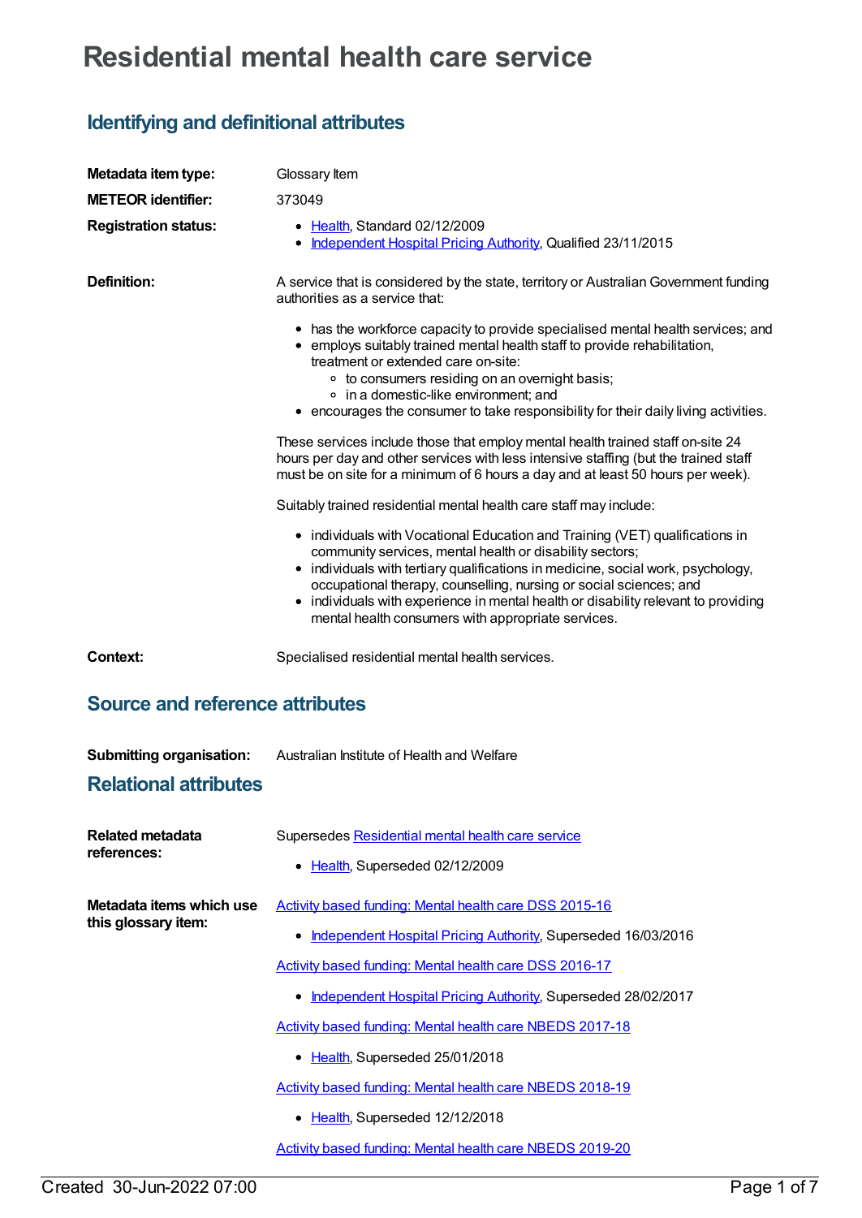# Residential mental health care service

## Identifying and definitional attributes

**Metadata item type:** Glossary Item

**METEOR identifier:** 373049

**Registration status:**

- Health, Standard 02/12/2009
- Independent Hospital Pricing Authority, Qualified 23/11/2015

**Definition:** A service that is considered by the state, territory or Australian Government funding authorities as a service that:

- has the workforce capacity to provide specialised mental health services; and
- employs suitably trained mental health staff to provide rehabilitation, treatment or extended care on-site:
  - to consumers residing on an overnight basis;
  - in a domestic-like environment; and
- encourages the consumer to take responsibility for their daily living activities.

These services include those that employ mental health trained staff on-site 24 hours per day and other services with less intensive staffing (but the trained staff must be on site for a minimum of 6 hours a day and at least 50 hours per week).

Suitably trained residential mental health care staff may include:

- individuals with Vocational Education and Training (VET) qualifications in community services, mental health or disability sectors;
- individuals with tertiary qualifications in medicine, social work, psychology, occupational therapy, counselling, nursing or social sciences; and
- individuals with experience in mental health or disability relevant to providing mental health consumers with appropriate services.

**Context:** Specialised residential mental health services.

## Source and reference attributes

**Submitting organisation:** Australian Institute of Health and Welfare

## Relational attributes

**Related metadata references:** Supersedes Residential mental health care service

- Health, Superseded 02/12/2009

**Metadata items which use this glossary item:**

Activity based funding: Mental health care DSS 2015-16

- Independent Hospital Pricing Authority, Superseded 16/03/2016

Activity based funding: Mental health care DSS 2016-17

- Independent Hospital Pricing Authority, Superseded 28/02/2017

Activity based funding: Mental health care NBEDS 2017-18

- Health, Superseded 25/01/2018

Activity based funding: Mental health care NBEDS 2018-19

- Health, Superseded 12/12/2018

Activity based funding: Mental health care NBEDS 2019-20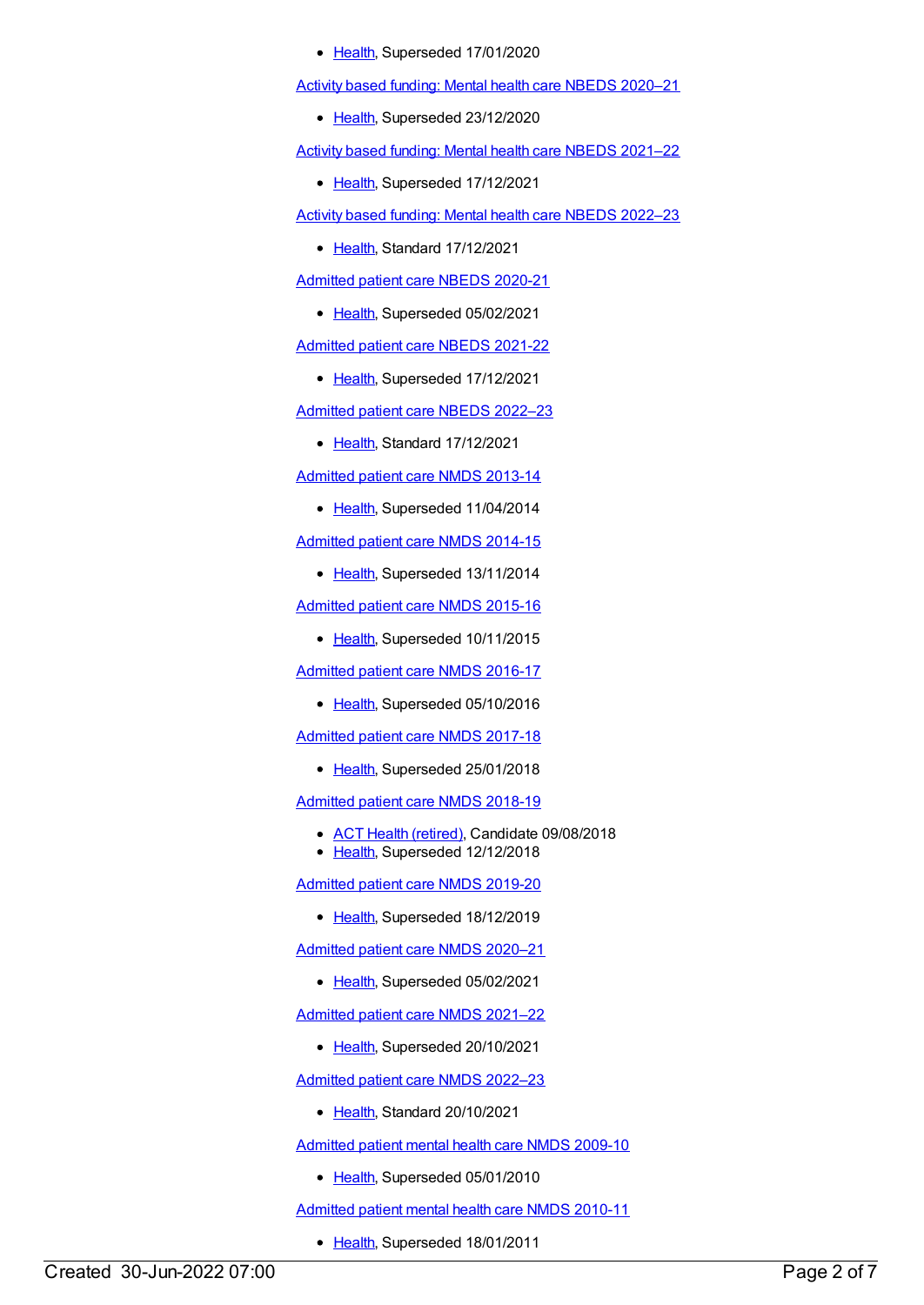- Health, Superseded 17/01/2020

Activity based funding: Mental health care NBEDS 2020–21

- Health, Superseded 23/12/2020

Activity based funding: Mental health care NBEDS 2021–22

- Health, Superseded 17/12/2021

Activity based funding: Mental health care NBEDS 2022–23

- Health, Standard 17/12/2021

Admitted patient care NBEDS 2020-21

- Health, Superseded 05/02/2021

Admitted patient care NBEDS 2021-22

- Health, Superseded 17/12/2021

Admitted patient care NBEDS 2022–23

- Health, Standard 17/12/2021

Admitted patient care NMDS 2013-14

- Health, Superseded 11/04/2014

Admitted patient care NMDS 2014-15

- Health, Superseded 13/11/2014

Admitted patient care NMDS 2015-16

- Health, Superseded 10/11/2015

Admitted patient care NMDS 2016-17

- Health, Superseded 05/10/2016

Admitted patient care NMDS 2017-18

- Health, Superseded 25/01/2018

Admitted patient care NMDS 2018-19

- ACT Health (retired), Candidate 09/08/2018
- Health, Superseded 12/12/2018

Admitted patient care NMDS 2019-20

- Health, Superseded 18/12/2019

Admitted patient care NMDS 2020–21

- Health, Superseded 05/02/2021

Admitted patient care NMDS 2021–22

- Health, Superseded 20/10/2021

Admitted patient care NMDS 2022–23

- Health, Standard 20/10/2021

Admitted patient mental health care NMDS 2009-10

- Health, Superseded 05/01/2010

Admitted patient mental health care NMDS 2010-11

- Health, Superseded 18/01/2011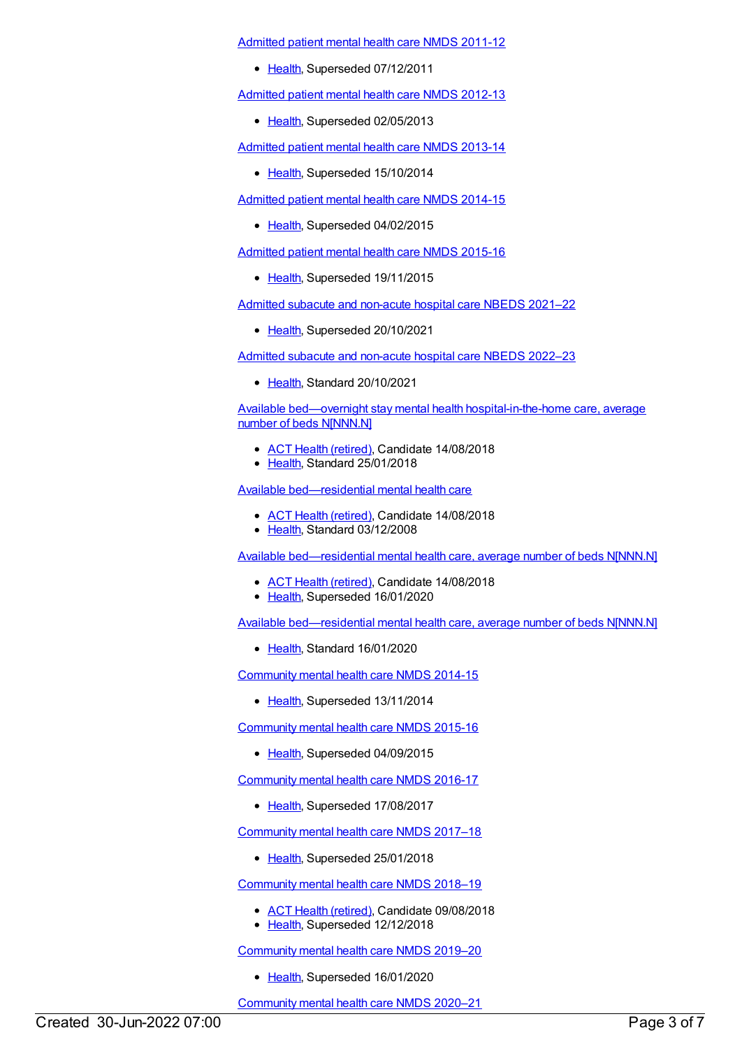Admitted patient mental health care NMDS 2011-12

- Health, Superseded 07/12/2011

Admitted patient mental health care NMDS 2012-13

- Health, Superseded 02/05/2013

Admitted patient mental health care NMDS 2013-14

- Health, Superseded 15/10/2014

Admitted patient mental health care NMDS 2014-15

- Health, Superseded 04/02/2015

Admitted patient mental health care NMDS 2015-16

- Health, Superseded 19/11/2015

Admitted subacute and non-acute hospital care NBEDS 2021–22

- Health, Superseded 20/10/2021

Admitted subacute and non-acute hospital care NBEDS 2022–23

- Health, Standard 20/10/2021

Available bed—overnight stay mental health hospital-in-the-home care, average number of beds N[NNN.N]

- ACT Health (retired), Candidate 14/08/2018
- Health, Standard 25/01/2018

Available bed—residential mental health care

- ACT Health (retired), Candidate 14/08/2018
- Health, Standard 03/12/2008

Available bed—residential mental health care, average number of beds N[NNN.N]

- ACT Health (retired), Candidate 14/08/2018
- Health, Superseded 16/01/2020

Available bed—residential mental health care, average number of beds N[NNN.N]

- Health, Standard 16/01/2020

Community mental health care NMDS 2014-15

- Health, Superseded 13/11/2014

Community mental health care NMDS 2015-16

- Health, Superseded 04/09/2015

Community mental health care NMDS 2016-17

- Health, Superseded 17/08/2017

Community mental health care NMDS 2017–18

- Health, Superseded 25/01/2018

Community mental health care NMDS 2018–19

- ACT Health (retired), Candidate 09/08/2018
- Health, Superseded 12/12/2018

Community mental health care NMDS 2019–20

- Health, Superseded 16/01/2020

Community mental health care NMDS 2020–21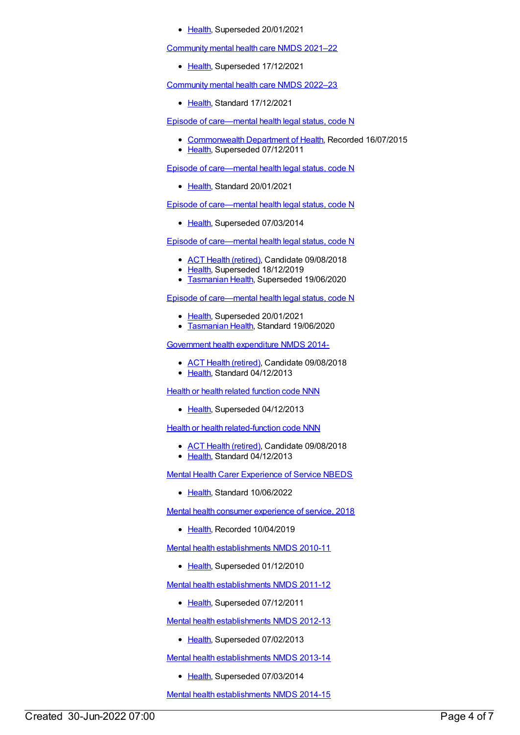- Health, Superseded 20/01/2021

Community mental health care NMDS 2021–22

- Health, Superseded 17/12/2021

Community mental health care NMDS 2022–23

- Health, Standard 17/12/2021

Episode of care—mental health legal status, code N

- Commonwealth Department of Health, Recorded 16/07/2015
- Health, Superseded 07/12/2011

Episode of care—mental health legal status, code N

- Health, Standard 20/01/2021

Episode of care—mental health legal status, code N

- Health, Superseded 07/03/2014

Episode of care—mental health legal status, code N

- ACT Health (retired), Candidate 09/08/2018
- Health, Superseded 18/12/2019
- Tasmanian Health, Superseded 19/06/2020

Episode of care—mental health legal status, code N

- Health, Superseded 20/01/2021
- Tasmanian Health, Standard 19/06/2020

Government health expenditure NMDS 2014-

- ACT Health (retired), Candidate 09/08/2018
- Health, Standard 04/12/2013

Health or health related function code NNN

- Health, Superseded 04/12/2013

Health or health related-function code NNN

- ACT Health (retired), Candidate 09/08/2018
- Health, Standard 04/12/2013

Mental Health Carer Experience of Service NBEDS

- Health, Standard 10/06/2022

Mental health consumer experience of service, 2018

- Health, Recorded 10/04/2019

Mental health establishments NMDS 2010-11

- Health, Superseded 01/12/2010

Mental health establishments NMDS 2011-12

- Health, Superseded 07/12/2011

Mental health establishments NMDS 2012-13

- Health, Superseded 07/02/2013

Mental health establishments NMDS 2013-14

- Health, Superseded 07/03/2014

Mental health establishments NMDS 2014-15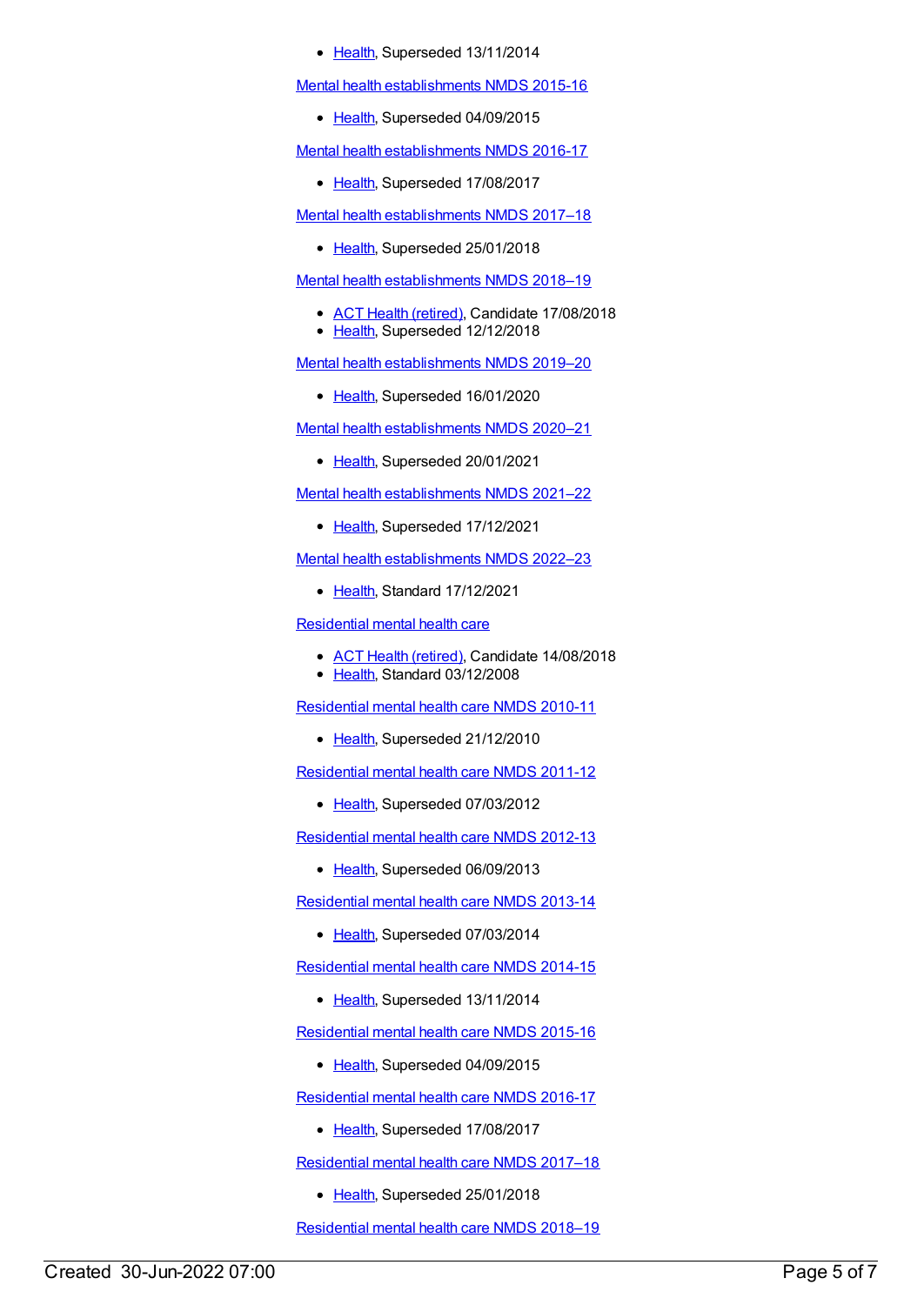- Health, Superseded 13/11/2014

Mental health establishments NMDS 2015-16

- Health, Superseded 04/09/2015

Mental health establishments NMDS 2016-17

- Health, Superseded 17/08/2017

Mental health establishments NMDS 2017–18

- Health, Superseded 25/01/2018

Mental health establishments NMDS 2018–19

- ACT Health (retired), Candidate 17/08/2018
- Health, Superseded 12/12/2018

Mental health establishments NMDS 2019–20

- Health, Superseded 16/01/2020

Mental health establishments NMDS 2020–21

- Health, Superseded 20/01/2021

Mental health establishments NMDS 2021–22

- Health, Superseded 17/12/2021

Mental health establishments NMDS 2022–23

- Health, Standard 17/12/2021

Residential mental health care

- ACT Health (retired), Candidate 14/08/2018
- Health, Standard 03/12/2008

Residential mental health care NMDS 2010-11

- Health, Superseded 21/12/2010

Residential mental health care NMDS 2011-12

- Health, Superseded 07/03/2012

Residential mental health care NMDS 2012-13

- Health, Superseded 06/09/2013

Residential mental health care NMDS 2013-14

- Health, Superseded 07/03/2014

Residential mental health care NMDS 2014-15

- Health, Superseded 13/11/2014

Residential mental health care NMDS 2015-16

- Health, Superseded 04/09/2015

Residential mental health care NMDS 2016-17

- Health, Superseded 17/08/2017

Residential mental health care NMDS 2017–18

- Health, Superseded 25/01/2018

Residential mental health care NMDS 2018–19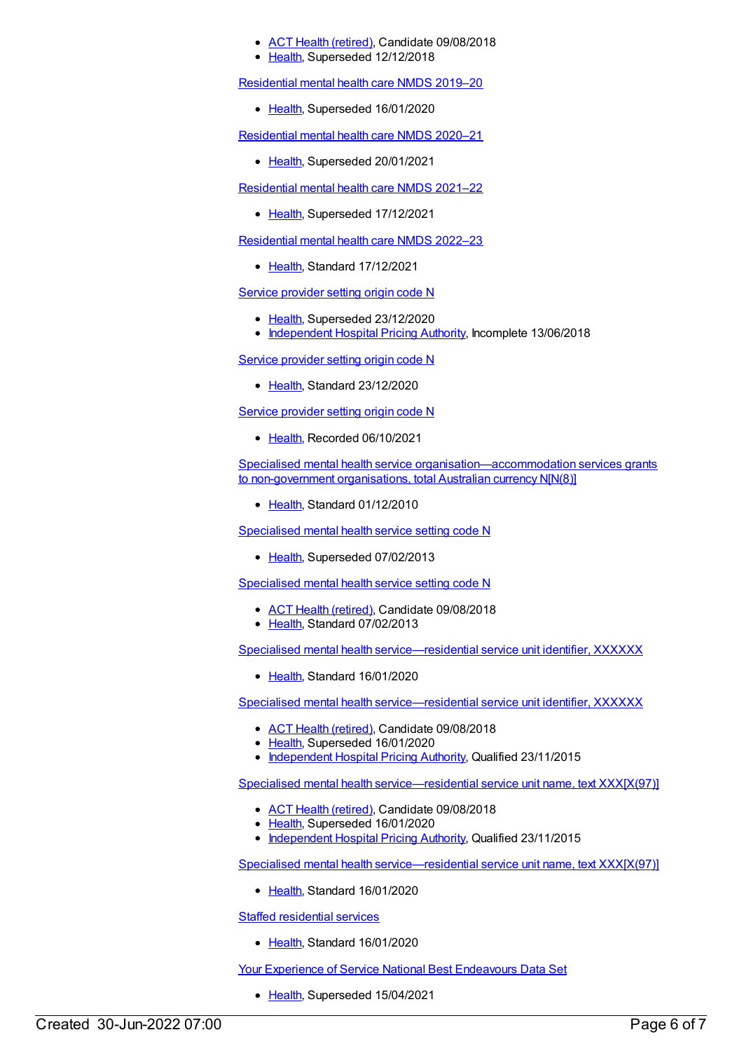- ACT Health (retired), Candidate 09/08/2018
- Health, Superseded 12/12/2018

Residential mental health care NMDS 2019–20

- Health, Superseded 16/01/2020

Residential mental health care NMDS 2020–21

- Health, Superseded 20/01/2021

Residential mental health care NMDS 2021–22

- Health, Superseded 17/12/2021

Residential mental health care NMDS 2022–23

- Health, Standard 17/12/2021

Service provider setting origin code N

- Health, Superseded 23/12/2020
- Independent Hospital Pricing Authority, Incomplete 13/06/2018

Service provider setting origin code N

- Health, Standard 23/12/2020

Service provider setting origin code N

- Health, Recorded 06/10/2021

Specialised mental health service organisation—accommodation services grants to non-government organisations, total Australian currency N[N(8)]

- Health, Standard 01/12/2010

Specialised mental health service setting code N

- Health, Superseded 07/02/2013

Specialised mental health service setting code N

- ACT Health (retired), Candidate 09/08/2018
- Health, Standard 07/02/2013

Specialised mental health service—residential service unit identifier, XXXXXX

- Health, Standard 16/01/2020

Specialised mental health service—residential service unit identifier, XXXXXX

- ACT Health (retired), Candidate 09/08/2018
- Health, Superseded 16/01/2020
- Independent Hospital Pricing Authority, Qualified 23/11/2015

Specialised mental health service—residential service unit name, text XXX[X(97)]

- ACT Health (retired), Candidate 09/08/2018
- Health, Superseded 16/01/2020
- Independent Hospital Pricing Authority, Qualified 23/11/2015

Specialised mental health service—residential service unit name, text XXX[X(97)]

- Health, Standard 16/01/2020

Staffed residential services

- Health, Standard 16/01/2020

Your Experience of Service National Best Endeavours Data Set

- Health, Superseded 15/04/2021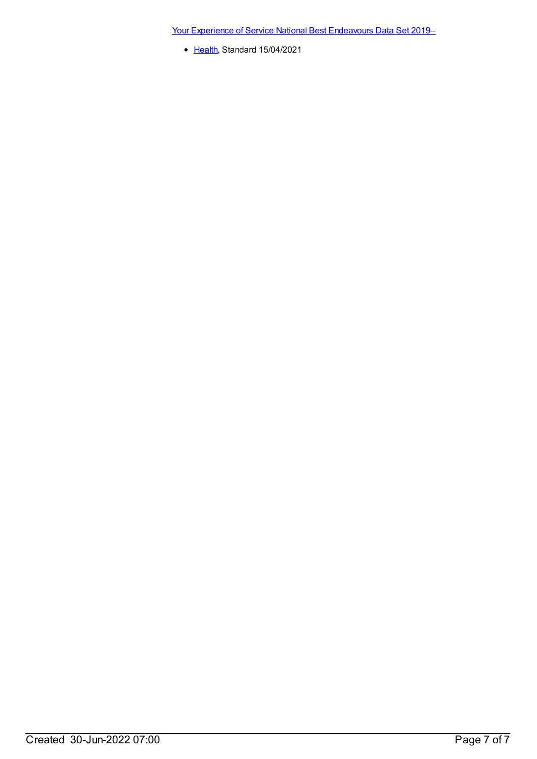Your Experience of Service National Best Endeavours Data Set 2019–

- Health, Standard 15/04/2021